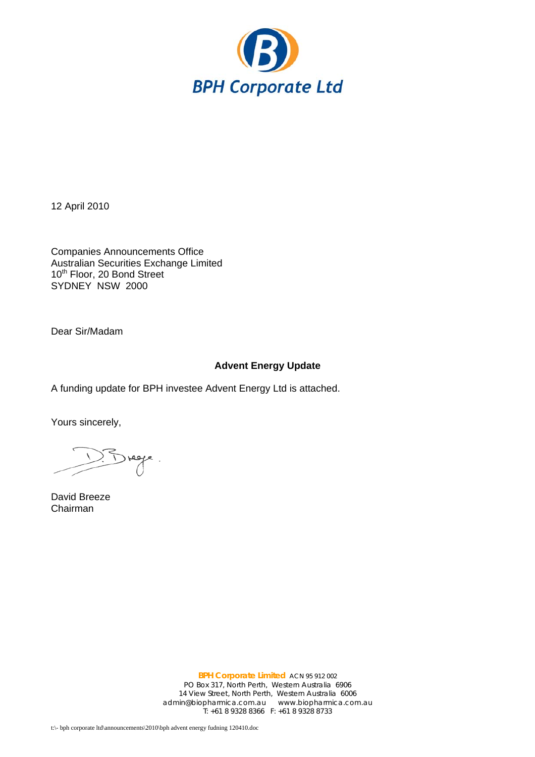# BPH Corporate Ltd

12 April 2010

Companies Announcements Office
Australian Securities Exchange Limited
10th Floor, 20 Bond Street
SYDNEY NSW 2000

Dear Sir/Madam

**Advent Energy Update**

A funding update for BPH investee Advent Energy Ltd is attached.

Yours sincerely,

David Breeze
Chairman

**BPH Corporate Limited** ACN 95 912 002
PO Box 317, North Perth, Western Australia 6906
14 View Street, North Perth, Western Australia 6006
admin@biopharmica.com.au www.biopharmica.com.au
T: +61 8 9328 8366 F: +61 8 9328 8733

t:\- bph corporate ltd\announcements\2010\bph advent energy fudning 120410.doc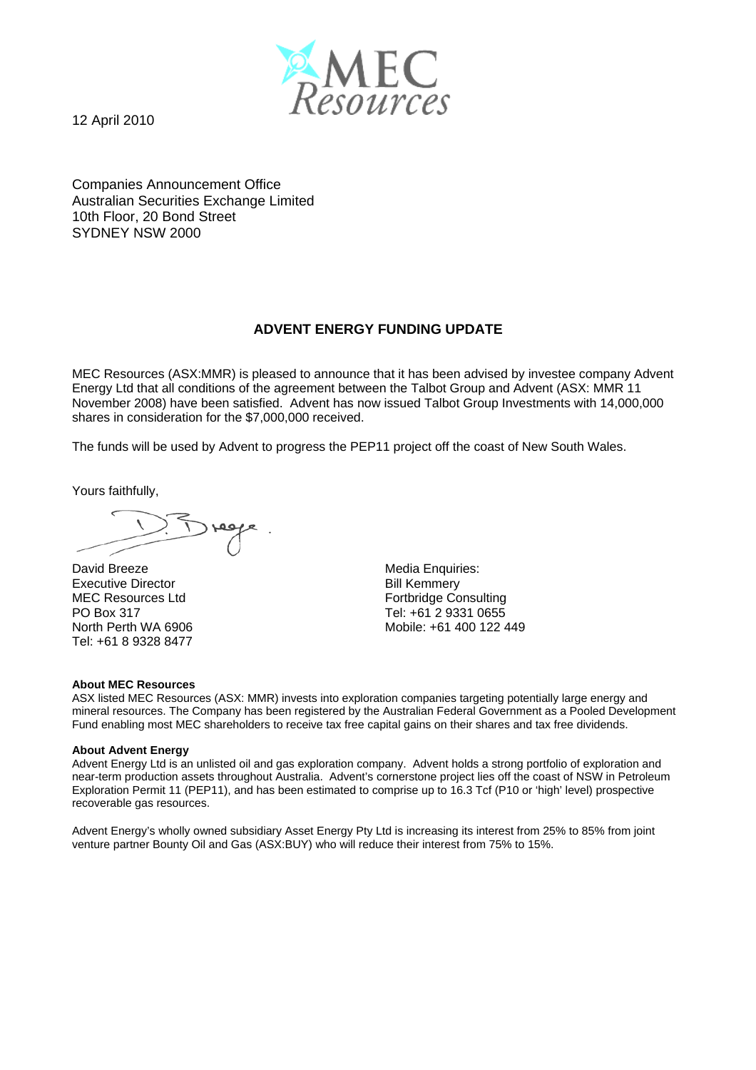12 April 2010

Companies Announcement Office
Australian Securities Exchange Limited
10th Floor, 20 Bond Street
SYDNEY NSW 2000

## ADVENT ENERGY FUNDING UPDATE

MEC Resources (ASX:MMR) is pleased to announce that it has been advised by investee company Advent Energy Ltd that all conditions of the agreement between the Talbot Group and Advent (ASX: MMR 11 November 2008) have been satisfied. Advent has now issued Talbot Group Investments with 14,000,000 shares in consideration for the $7,000,000 received.

The funds will be used by Advent to progress the PEP11 project off the coast of New South Wales.

Yours faithfully,

David Breeze
Executive Director
MEC Resources Ltd
PO Box 317
North Perth WA 6906
Tel: +61 8 9328 8477

Media Enquiries:
Bill Kemmery
Fortbridge Consulting
Tel: +61 2 9331 0655
Mobile: +61 400 122 449

**About MEC Resources**
ASX listed MEC Resources (ASX: MMR) invests into exploration companies targeting potentially large energy and mineral resources. The Company has been registered by the Australian Federal Government as a Pooled Development Fund enabling most MEC shareholders to receive tax free capital gains on their shares and tax free dividends.

**About Advent Energy**
Advent Energy Ltd is an unlisted oil and gas exploration company. Advent holds a strong portfolio of exploration and near-term production assets throughout Australia. Advent's cornerstone project lies off the coast of NSW in Petroleum Exploration Permit 11 (PEP11), and has been estimated to comprise up to 16.3 Tcf (P10 or 'high' level) prospective recoverable gas resources.

Advent Energy's wholly owned subsidiary Asset Energy Pty Ltd is increasing its interest from 25% to 85% from joint venture partner Bounty Oil and Gas (ASX:BUY) who will reduce their interest from 75% to 15%.